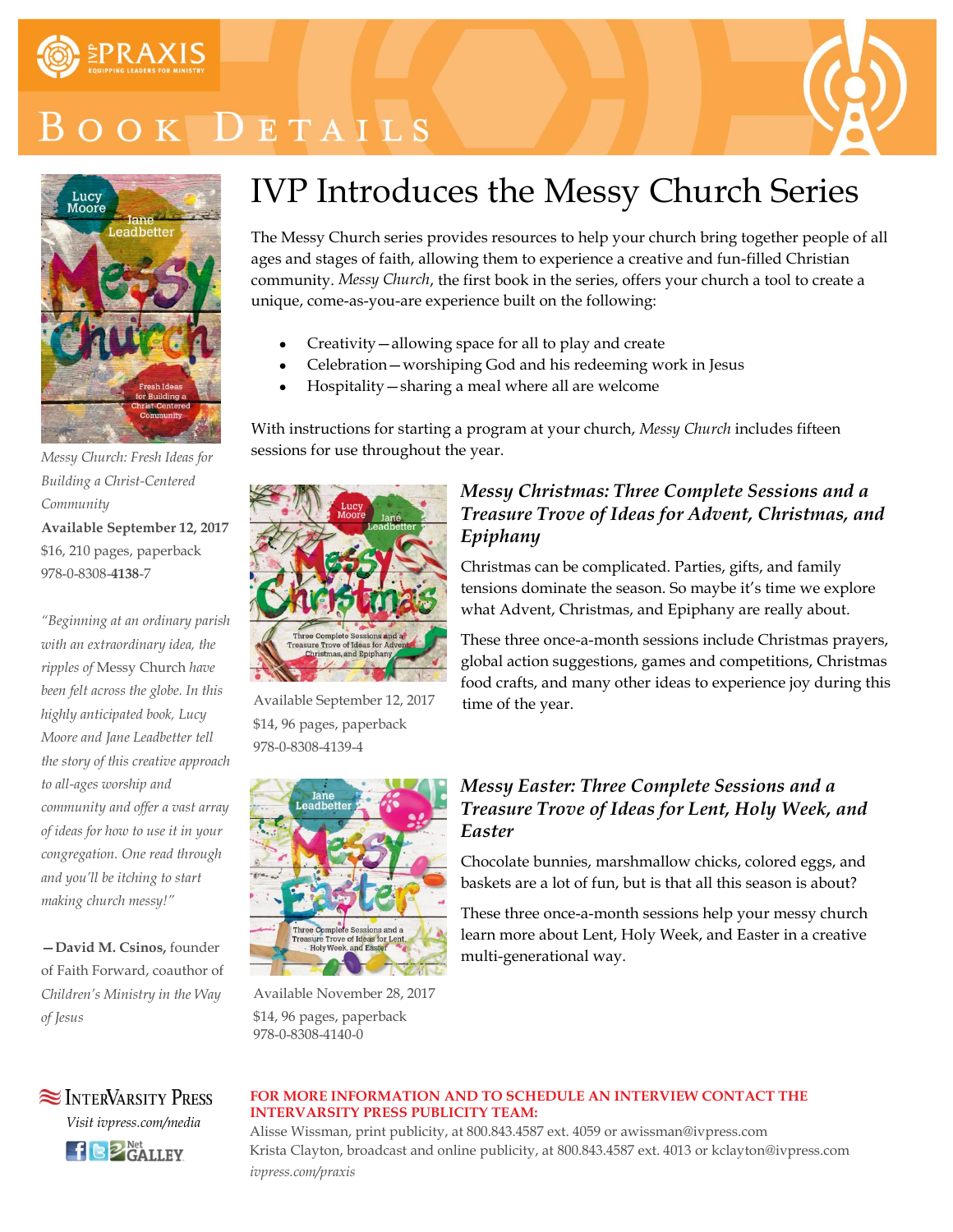IVP PRAXIS
EQUIPPING LEADERS FOR MINISTRY

# Book Details

## IVP Introduces the Messy Church Series

The Messy Church series provides resources to help your church bring together people of all ages and stages of faith, allowing them to experience a creative and fun-filled Christian community. *Messy Church*, the first book in the series, offers your church a tool to create a unique, come-as-you-are experience built on the following:

- Creativity—allowing space for all to play and create
- Celebration—worshiping God and his redeeming work in Jesus
- Hospitality—sharing a meal where all are welcome

With instructions for starting a program at your church, *Messy Church* includes fifteen sessions for use throughout the year.

*Messy Church: Fresh Ideas for Building a Christ-Centered Community*
**Available September 12, 2017**
$16, 210 pages, paperback
978-0-8308-**4138**-7

*"Beginning at an ordinary parish with an extraordinary idea, the ripples of* Messy Church *have been felt across the globe. In this highly anticipated book, Lucy Moore and Jane Leadbetter tell the story of this creative approach to all-ages worship and community and offer a vast array of ideas for how to use it in your congregation. One read through and you'll be itching to start making church messy!"*

**—David M. Csinos,** founder of Faith Forward, coauthor of *Children's Ministry in the Way of Jesus*

### *Messy Christmas: Three Complete Sessions and a Treasure Trove of Ideas for Advent, Christmas, and Epiphany*

Christmas can be complicated. Parties, gifts, and family tensions dominate the season. So maybe it's time we explore what Advent, Christmas, and Epiphany are really about.

These three once-a-month sessions include Christmas prayers, global action suggestions, games and competitions, Christmas food crafts, and many other ideas to experience joy during this time of the year.

Available September 12, 2017
$14, 96 pages, paperback
978-0-8308-4139-4

### *Messy Easter: Three Complete Sessions and a Treasure Trove of Ideas for Lent, Holy Week, and Easter*

Chocolate bunnies, marshmallow chicks, colored eggs, and baskets are a lot of fun, but is that all this season is about?

These three once-a-month sessions help your messy church learn more about Lent, Holy Week, and Easter in a creative multi-generational way.

Available November 28, 2017
$14, 96 pages, paperback
978-0-8308-4140-0

InterVarsity Press
*Visit ivpress.com/media*

**FOR MORE INFORMATION AND TO SCHEDULE AN INTERVIEW CONTACT THE INTERVARSITY PRESS PUBLICITY TEAM:**

Alisse Wissman, print publicity, at 800.843.4587 ext. 4059 or awissman@ivpress.com
Krista Clayton, broadcast and online publicity, at 800.843.4587 ext. 4013 or kclayton@ivpress.com
*ivpress.com/praxis*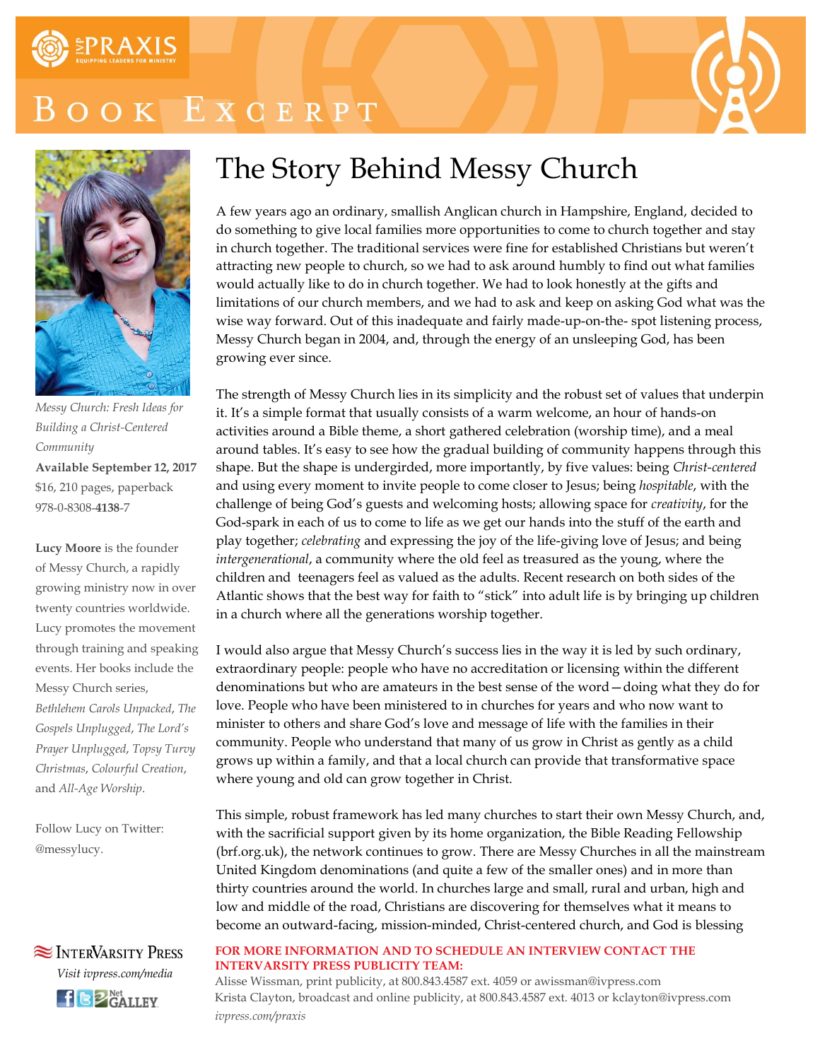# Book Excerpt

# The Story Behind Messy Church

A few years ago an ordinary, smallish Anglican church in Hampshire, England, decided to do something to give local families more opportunities to come to church together and stay in church together. The traditional services were fine for established Christians but weren't attracting new people to church, so we had to ask around humbly to find out what families would actually like to do in church together. We had to look honestly at the gifts and limitations of our church members, and we had to ask and keep on asking God what was the wise way forward. Out of this inadequate and fairly made-up-on-the- spot listening process, Messy Church began in 2004, and, through the energy of an unsleeping God, has been growing ever since.

The strength of Messy Church lies in its simplicity and the robust set of values that underpin it. It's a simple format that usually consists of a warm welcome, an hour of hands-on activities around a Bible theme, a short gathered celebration (worship time), and a meal around tables. It's easy to see how the gradual building of community happens through this shape. But the shape is undergirded, more importantly, by five values: being *Christ-centered* and using every moment to invite people to come closer to Jesus; being *hospitable*, with the challenge of being God's guests and welcoming hosts; allowing space for *creativity*, for the God-spark in each of us to come to life as we get our hands into the stuff of the earth and play together; *celebrating* and expressing the joy of the life-giving love of Jesus; and being *intergenerational*, a community where the old feel as treasured as the young, where the children and teenagers feel as valued as the adults. Recent research on both sides of the Atlantic shows that the best way for faith to "stick" into adult life is by bringing up children in a church where all the generations worship together.

I would also argue that Messy Church's success lies in the way it is led by such ordinary, extraordinary people: people who have no accreditation or licensing within the different denominations but who are amateurs in the best sense of the word—doing what they do for love. People who have been ministered to in churches for years and who now want to minister to others and share God's love and message of life with the families in their community. People who understand that many of us grow in Christ as gently as a child grows up within a family, and that a local church can provide that transformative space where young and old can grow together in Christ.

This simple, robust framework has led many churches to start their own Messy Church, and, with the sacrificial support given by its home organization, the Bible Reading Fellowship (brf.org.uk), the network continues to grow. There are Messy Churches in all the mainstream United Kingdom denominations (and quite a few of the smaller ones) and in more than thirty countries around the world. In churches large and small, rural and urban, high and low and middle of the road, Christians are discovering for themselves what it means to become an outward-facing, mission-minded, Christ-centered church, and God is blessing

*Messy Church: Fresh Ideas for Building a Christ-Centered Community*
**Available September 12, 2017**
$16, 210 pages, paperback
978-0-8308-**4138**-7

**Lucy Moore** is the founder of Messy Church, a rapidly growing ministry now in over twenty countries worldwide. Lucy promotes the movement through training and speaking events. Her books include the Messy Church series, *Bethlehem Carols Unpacked*, *The Gospels Unplugged*, *The Lord's Prayer Unplugged*, *Topsy Turvy Christmas*, *Colourful Creation*, and *All-Age Worship*.

Follow Lucy on Twitter: @messylucy.

InterVarsity Press
*Visit ivpress.com/media*

**FOR MORE INFORMATION AND TO SCHEDULE AN INTERVIEW CONTACT THE INTERVARSITY PRESS PUBLICITY TEAM:**
Alisse Wissman, print publicity, at 800.843.4587 ext. 4059 or awissman@ivpress.com
Krista Clayton, broadcast and online publicity, at 800.843.4587 ext. 4013 or kclayton@ivpress.com
*ivpress.com/praxis*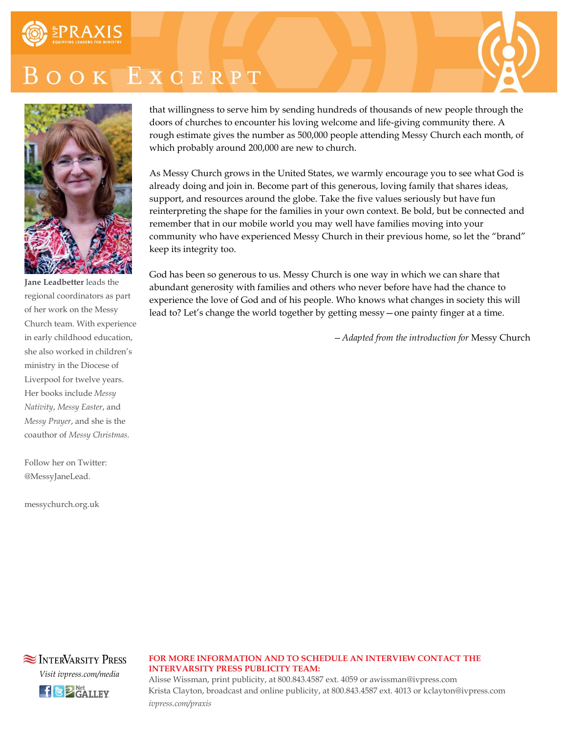# Book Excerpt

that willingness to serve him by sending hundreds of thousands of new people through the doors of churches to encounter his loving welcome and life-giving community there. A rough estimate gives the number as 500,000 people attending Messy Church each month, of which probably around 200,000 are new to church.

As Messy Church grows in the United States, we warmly encourage you to see what God is already doing and join in. Become part of this generous, loving family that shares ideas, support, and resources around the globe. Take the five values seriously but have fun reinterpreting the shape for the families in your own context. Be bold, but be connected and remember that in our mobile world you may well have families moving into your community who have experienced Messy Church in their previous home, so let the "brand" keep its integrity too.

God has been so generous to us. Messy Church is one way in which we can share that abundant generosity with families and others who never before have had the chance to experience the love of God and of his people. Who knows what changes in society this will lead to? Let's change the world together by getting messy—one painty finger at a time.

*—Adapted from the introduction for* Messy Church

**Jane Leadbetter** leads the regional coordinators as part of her work on the Messy Church team. With experience in early childhood education, she also worked in children's ministry in the Diocese of Liverpool for twelve years. Her books include *Messy Nativity*, *Messy Easter*, and *Messy Prayer*, and she is the coauthor of *Messy Christmas*.

Follow her on Twitter: @MessyJaneLead.

messychurch.org.uk

InterVarsity Press

*Visit ivpress.com/media*

**FOR MORE INFORMATION AND TO SCHEDULE AN INTERVIEW CONTACT THE INTERVARSITY PRESS PUBLICITY TEAM:**

Alisse Wissman, print publicity, at 800.843.4587 ext. 4059 or awissman@ivpress.com
Krista Clayton, broadcast and online publicity, at 800.843.4587 ext. 4013 or kclayton@ivpress.com
*ivpress.com/praxis*